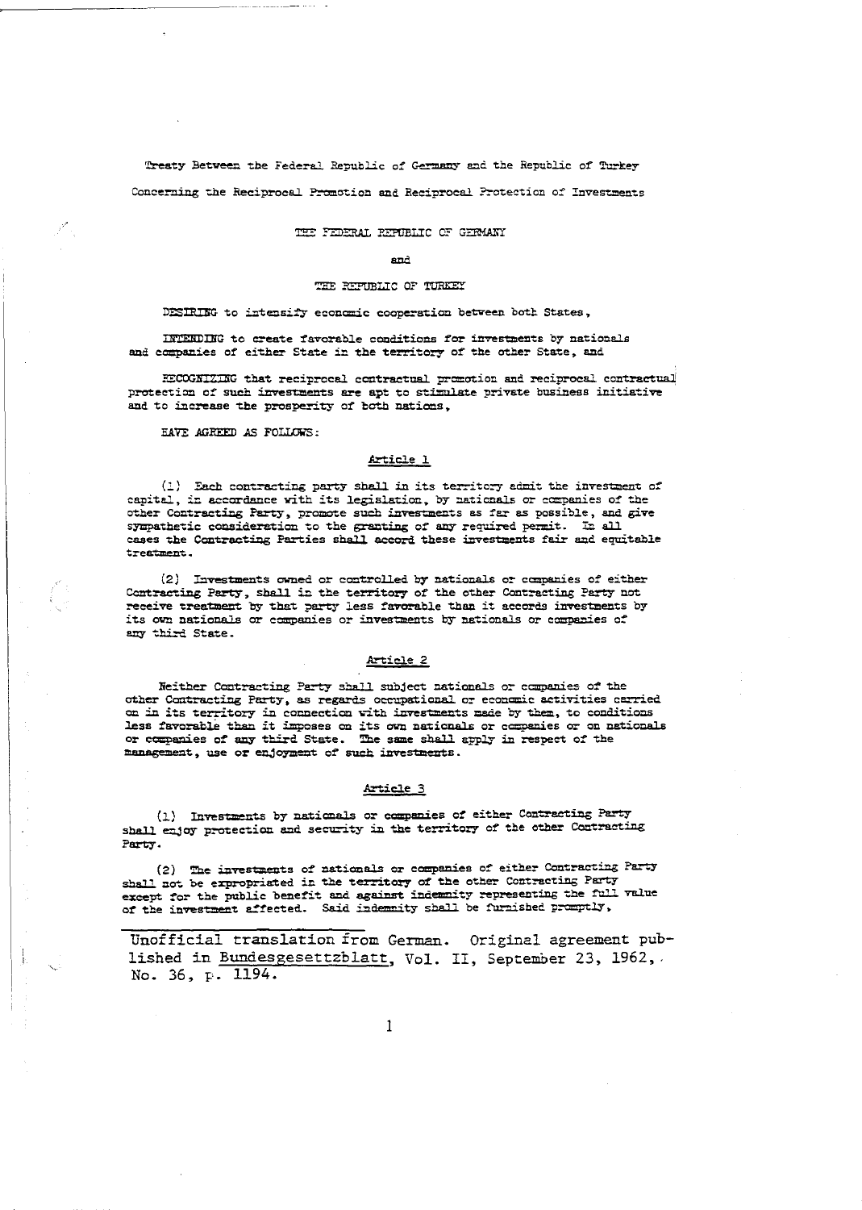Treaty Between the Federal Republic of Germany and the Republic of Turkey

Concerning the Reciprocal Promotion and Reciprocal Protection of Investments

THE FEDERAL REPUBLIC OF GERMANY

and

THE REPUBLIC OF TURKEY

DESIRING to intensify economic cooperation between both States,

INTENDING to create favorable conditions for investments by nationals and companies of either State in the territory of the other State, and

RECOGNIZING that reciprocal contractual promotion and reciprocal contractual protection of such investments are apt to stimulate private business initiative and to increase the prosperity of both nations,

HAVE AGREED AS FOLLOWS:

## Article 1

(1) Each contracting party shall in its territory admit the investment of capital, in accordance with its legislation, by nationals or companies of the other Contracting Party, promote such investments as far as possible, and give sympathetic consideration to the granting of any required permit. In all cases the Contracting Parties shall accord these investments fair and equitable treatment.

(2) Investments owned or controlled by nationals or companies of either Contracting Party, shall in the territory of the other Contracting Party not receive treatment by that party less favorable than it accords investments by its own nationals or companies or investments by nationals or companies of any third State.

## Article 2

Neither Contracting Party shall subject nationals or companies of the other Contracting Party, as regards occupational or economic activities carried on in its territory in connection with investments made by them, to conditions less favorable than it imposes on its own nationals or companies or on nationals or companies of any third State. The same shall apply in respect of the management, use or enjoyment of such investments.

## Article 3

(1) Investments by nationals or companies of either Contracting Party shall enjoy protection and security in the territory of the other Contracting Party.

(2) The investments of nationals or companies of either Contracting Party shall not be expropriated in the territory of the other Contracting Party except for the public benefit and against indemnity representing the full value of the investment affected. Said indemnity shall be furnished promptly,

Unofficial translation from German. Original agreement published in Bundesgesetzblatt, Vol. II, September 23, 1962, No. 36, p. 1194.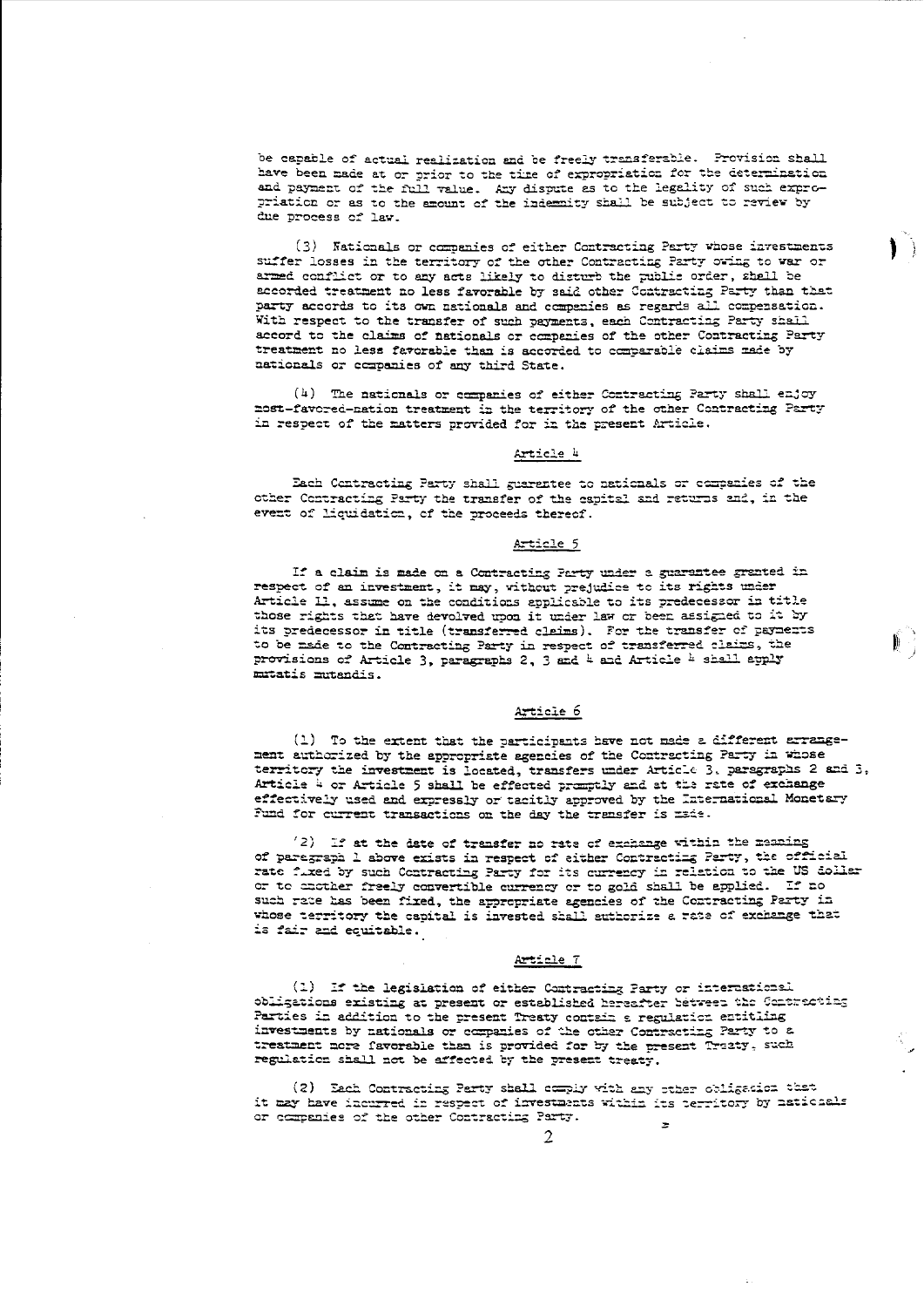be capable of actual realization and be freely transferable. Provision shall have been made at or prior to the time of expropriation for the determination and payment of the full value. Any dispute as to the legality of such expropriation or as to the amount of the indemnity shall be subject to review by due process of law.

(3) Nationals or companies of either Contracting Party whose investments suffer losses in the territory of the other Contracting Party owing to war or armed conflict or to any acts likely to disturb the public order, shall be accorded treatment no less favorable by said other Contracting Party than that party accords to its own nationals and companies as regards all compensation. With respect to the transfer of such payments, each Contracting Party shall accord to the claims of nationals or companies of the other Contracting Party treatment no less favorable than is accorded to comparable claims made by nationals or companies of any third State.

(4) The nationals or companies of either Contracting Party shall enjoy most-favored-nation treatment in the territory of the other Contracting Party in respect of the matters provided for in the present Article.

## Article 4

Each Contracting Party shall guarantee to nationals or companies of the other Contracting Party the transfer of the capital and returns and, in the event of liquidation, of the proceeds thereof.

## Article 5

If a claim is made on a Contracting Party under a guarantee granted in respect of an investment, it may, without prejudice to its rights under Article 11, assume on the conditions applicable to its predecessor in title those rights that have devolved upon it under law or been assigned to it by its predecessor in title (transferred claims). For the transfer of payments to be made to the Contracting Party in respect of transferred claims, the provisions of Article 3, paragraphs 2, 3 and 4 and Article 4 shall apply mutatis mutandis.

## Article 6

(1) To the extent that the participants have not made a different arrangement authorized by the appropriate agencies of the Contracting Party in whose territory the investment is located, transfers under Article 3, paragraphs 2 and 3, Article 4 or Article 5 shall be effected promptly and at the rate of exchange effectively used and expressly or tacitly approved by the International Monetary Fund for current transactions on the day the transfer is made.

(2) If at the date of transfer no rate of exchange within the meaning of paragraph 1 above exists in respect of either Contracting Party, the official rate fixed by such Contracting Party for its currency in relation to the US dollar or to another freely convertible currency or to gold shall be applied. If no such rate has been fixed, the appropriate agencies of the Contracting Party in whose territory the capital is invested shall authorize a rate of exchange that is fair and equitable.

## Article 7

(1) If the legislation of either Contracting Party or international obligations existing at present or established hereafter between the Contracting Parties in addition to the present Treaty contain a regulation entitling investments by nationals or companies of the other Contracting Party to a treatment more favorable than is provided for by the present Treaty, such regulation shall not be affected by the present treaty.

(2) Each Contracting Party shall comply with any other obligation that it may have incurred in respect of investments within its territory by nationals or companies of the other Contracting Party.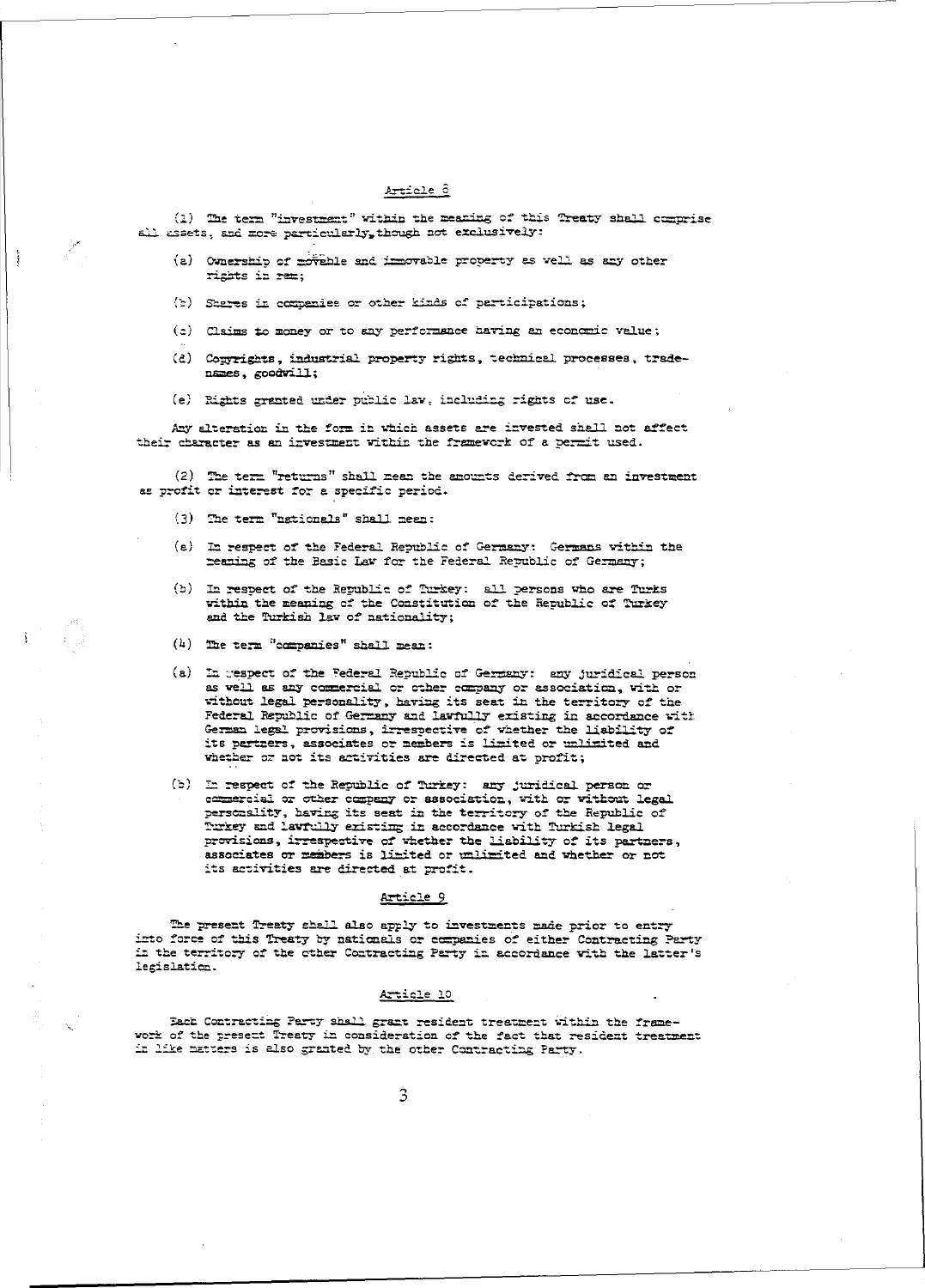## Article 8

(1) The term "investment" within the meaning of this Treaty shall comprise all assets, and more particularly, though not exclusively:

(a) Ownership of movable and immovable property as well as any other rights in rem;

(b) Shares in companies or other kinds of participations;

(c) Claims to money or to any performance having an economic value;

(d) Copyrights, industrial property rights, technical processes, trade-names, goodwill;

(e) Rights granted under public law, including rights of use.

Any alteration in the form in which assets are invested shall not affect their character as an investment within the framework of a permit used.

(2) The term "returns" shall mean the amounts derived from an investment as profit or interest for a specific period.

(3) The term "nationals" shall mean:

(a) In respect of the Federal Republic of Germany: Germans within the meaning of the Basic Law for the Federal Republic of Germany;

(b) In respect of the Republic of Turkey: all persons who are Turks within the meaning of the Constitution of the Republic of Turkey and the Turkish law of nationality;

(4) The term "companies" shall mean:

(a) In respect of the Federal Republic of Germany: any juridical person as well as any commercial or other company or association, with or without legal personality, having its seat in the territory of the Federal Republic of Germany and lawfully existing in accordance with German legal provisions, irrespective of whether the liability of its partners, associates or members is limited or unlimited and whether or not its activities are directed at profit;

(b) In respect of the Republic of Turkey: any juridical person or commercial or other company or association, with or without legal personality, having its seat in the territory of the Republic of Turkey and lawfully existing in accordance with Turkish legal provisions, irrespective of whether the liability of its partners, associates or members is limited or unlimited and whether or not its activities are directed at profit.

## Article 9

The present Treaty shall also apply to investments made prior to entry into force of this Treaty by nationals or companies of either Contracting Party in the territory of the other Contracting Party in accordance with the latter's legislation.

## Article 10

Each Contracting Party shall grant resident treatment within the framework of the present Treaty in consideration of the fact that resident treatment in like matters is also granted by the other Contracting Party.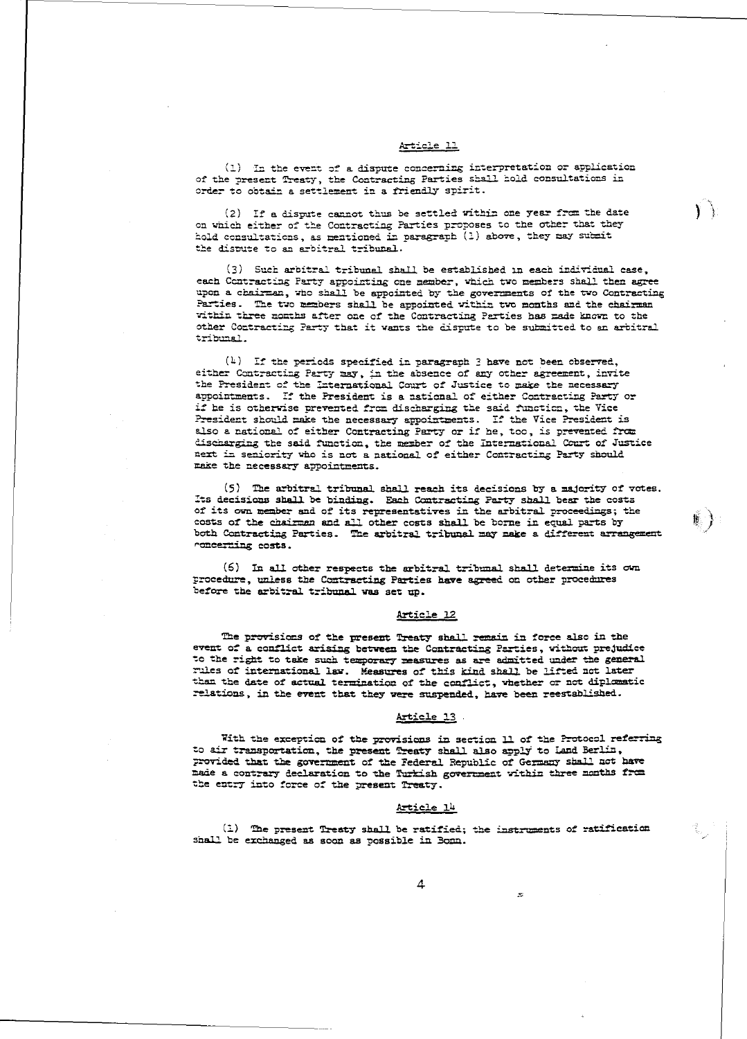## Article 11

(1) In the event of a dispute concerning interpretation or application of the present Treaty, the Contracting Parties shall hold consultations in order to obtain a settlement in a friendly spirit.

(2) If a dispute cannot thus be settled within one year from the date on which either of the Contracting Parties proposes to the other that they hold consultations, as mentioned in paragraph (1) above, they may submit the dispute to an arbitral tribunal.

(3) Such arbitral tribunal shall be established in each individual case, each Contracting Party appointing one member, which two members shall then agree upon a chairman, who shall be appointed by the governments of the two Contracting Parties. The two members shall be appointed within two months and the chairman within three months after one of the Contracting Parties has made known to the other Contracting Party that it wants the dispute to be submitted to an arbitral tribunal.

(4) If the periods specified in paragraph 3 have not been observed, either Contracting Party may, in the absence of any other agreement, invite the President of the International Court of Justice to make the necessary appointments. If the President is a national of either Contracting Party or if he is otherwise prevented from discharging the said function, the Vice President should make the necessary appointments. If the Vice President is also a national of either Contracting Party or if he, too, is prevented from discharging the said function, the member of the International Court of Justice next in seniority who is not a national of either Contracting Party should make the necessary appointments.

(5) The arbitral tribunal shall reach its decisions by a majority of votes. Its decisions shall be binding. Each Contracting Party shall bear the costs of its own member and of its representatives in the arbitral proceedings; the costs of the chairman and all other costs shall be borne in equal parts by both Contracting Parties. The arbitral tribunal may make a different arrangement concerning costs.

(6) In all other respects the arbitral tribunal shall determine its own procedure, unless the Contracting Parties have agreed on other procedures before the arbitral tribunal was set up.

## Article 12

The provisions of the present Treaty shall remain in force also in the event of a conflict arising between the Contracting Parties, without prejudice to the right to take such temporary measures as are admitted under the general rules of international law. Measures of this kind shall be lifted not later than the date of actual termination of the conflict, whether or not diplomatic relations, in the event that they were suspended, have been reestablished.

## Article 13

With the exception of the provisions in section 11 of the Protocol referring to air transportation, the present Treaty shall also apply to Land Berlin, provided that the government of the Federal Republic of Germany shall not have made a contrary declaration to the Turkish government within three months from the entry into force of the present Treaty.

## Article 14

(1) The present Treaty shall be ratified; the instruments of ratification shall be exchanged as soon as possible in Bonn.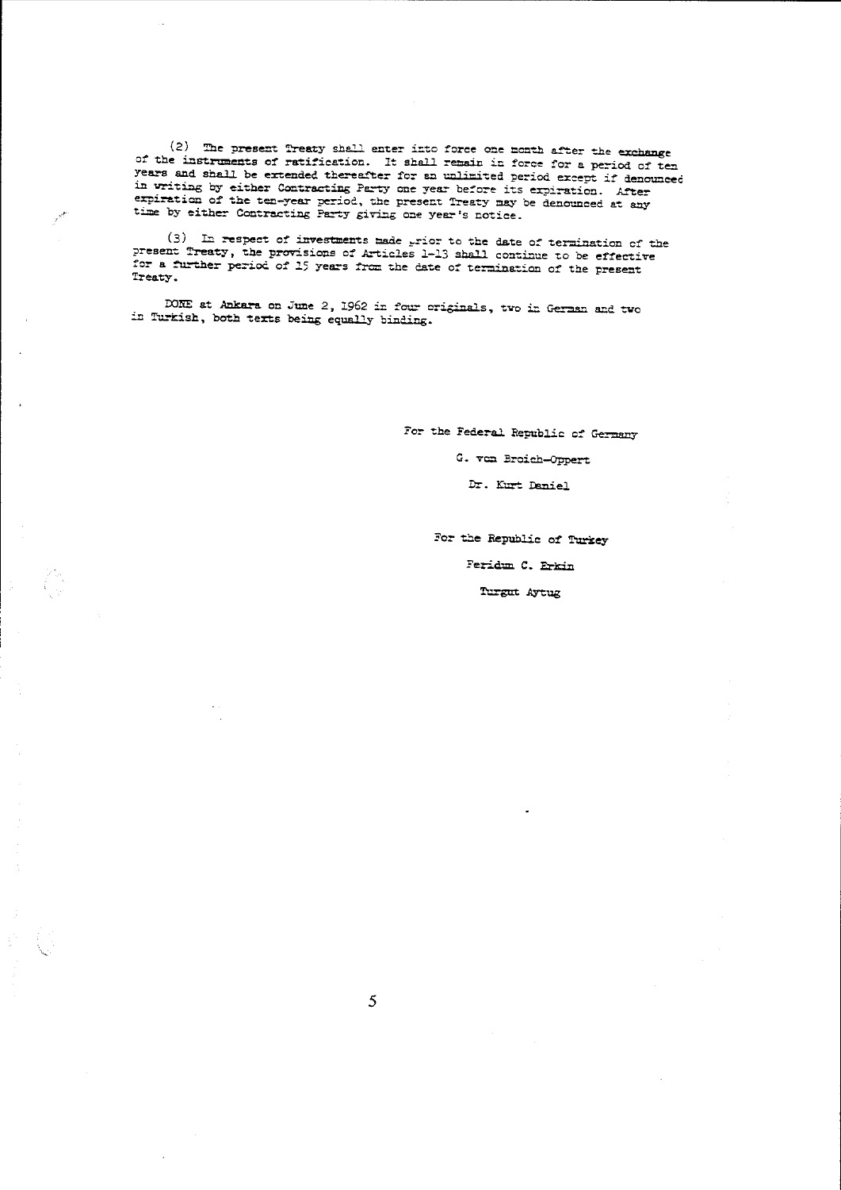(2) The present Treaty shall enter into force one month after the exchange of the instruments of ratification. It shall remain in force for a period of ten years and shall be extended thereafter for an unlimited period except if denounced in writing by either Contracting Party one year before its expiration. After expiration of the ten-year period, the present Treaty may be denounced at any time by either Contracting Party giving one year's notice.

(3) In respect of investments made prior to the date of termination of the present Treaty, the provisions of Articles 1-13 shall continue to be effective for a further period of 15 years from the date of termination of the present Treaty.

DONE at Ankara on June 2, 1962 in four originals, two in German and two in Turkish, both texts being equally binding.

For the Federal Republic of Germany

G. von Broich-Oppert

Dr. Kurt Daniel

For the Republic of Turkey

Feridun C. Erkin

Turgut Aytug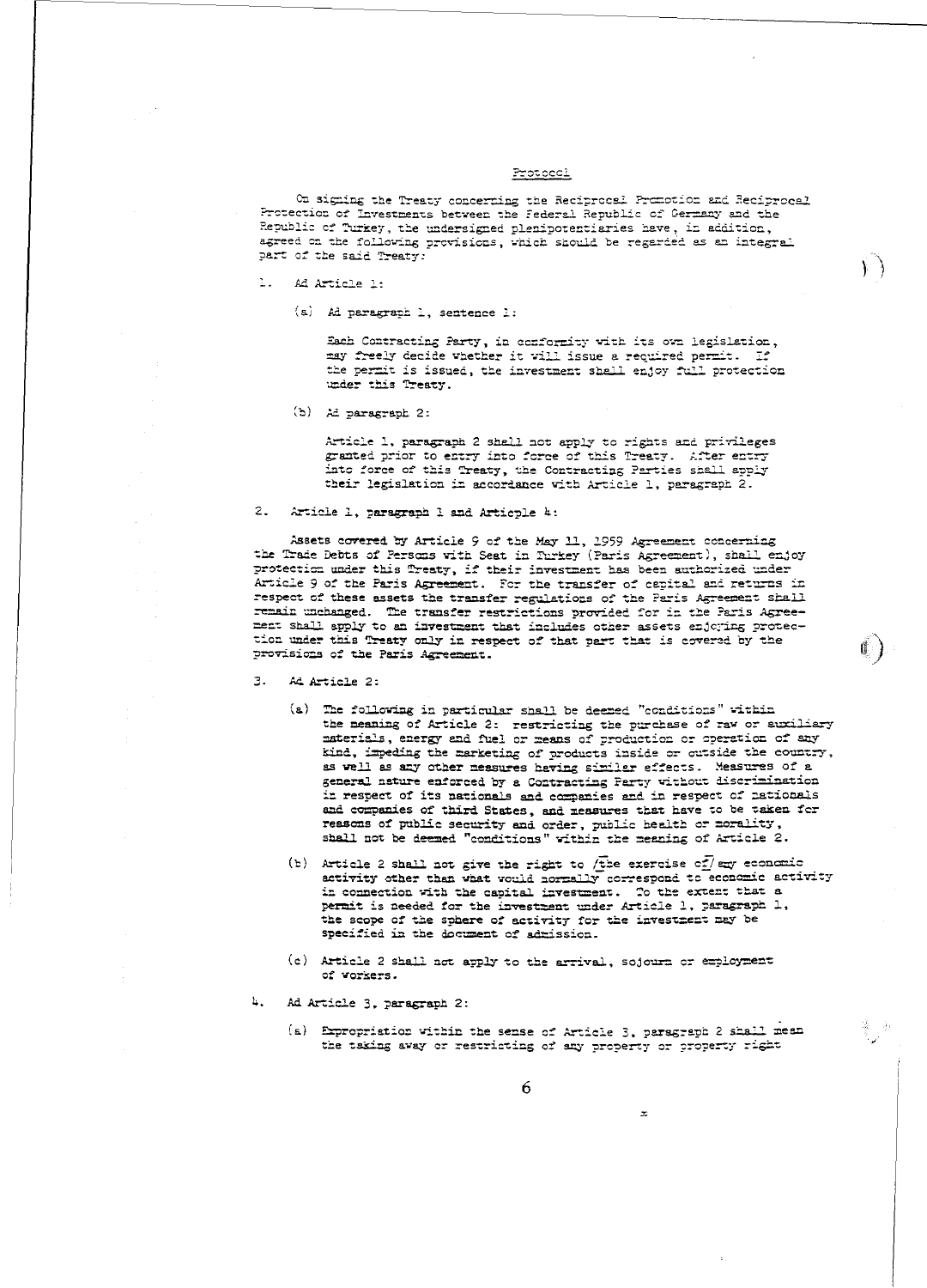# Protocol

On signing the Treaty concerning the Reciprocal Promotion and Reciprocal Protection of Investments between the Federal Republic of Germany and the Republic of Turkey, the undersigned plenipotentiaries have, in addition, agreed on the following provisions, which should be regarded as an integral part of the said Treaty:

1. Ad Article 1:

   (a) Ad paragraph 1, sentence 1:

   Each Contracting Party, in conformity with its own legislation, may freely decide whether it will issue a required permit. If the permit is issued, the investment shall enjoy full protection under this Treaty.

   (b) Ad paragraph 2:

   Article 1, paragraph 2 shall not apply to rights and privileges granted prior to entry into force of this Treaty. After entry into force of this Treaty, the Contracting Parties shall apply their legislation in accordance with Article 1, paragraph 2.

2. Article 1, paragraph 1 and Articple 4:

   Assets covered by Article 9 of the May 11, 1959 Agreement concerning the Trade Debts of Persons with Seat in Turkey (Paris Agreement), shall enjoy protection under this Treaty, if their investment has been authorized under Article 9 of the Paris Agreement. For the transfer of capital and returns in respect of these assets the transfer regulations of the Paris Agreement shall remain unchanged. The transfer restrictions provided for in the Paris Agreement shall apply to an investment that includes other assets enjoying protection under this Treaty only in respect of that part that is covered by the provisions of the Paris Agreement.

3. Ad Article 2:

   (a) The following in particular shall be deemed "conditions" within the meaning of Article 2: restricting the purchase of raw or auxiliary materials, energy and fuel or means of production or operation of any kind, impeding the marketing of products inside or outside the country, as well as any other measures having similar effects. Measures of a general nature enforced by a Contracting Party without discrimination in respect of its nationals and companies and in respect of nationals and companies of third States, and measures that have to be taken for reasons of public security and order, public health or morality, shall not be deemed "conditions" within the meaning of Article 2.

   (b) Article 2 shall not give the right to /the exercise of/ any economic activity other than what would normally correspond to economic activity in connection with the capital investment. To the extent that a permit is needed for the investment under Article 1, paragraph 1, the scope of the sphere of activity for the investment may be specified in the document of admission.

   (c) Article 2 shall not apply to the arrival, sojourn or employment of workers.

4. Ad Article 3, paragraph 2:

   (a) Expropriation within the sense of Article 3, paragraph 2 shall mean the taking away or restricting of any property or property right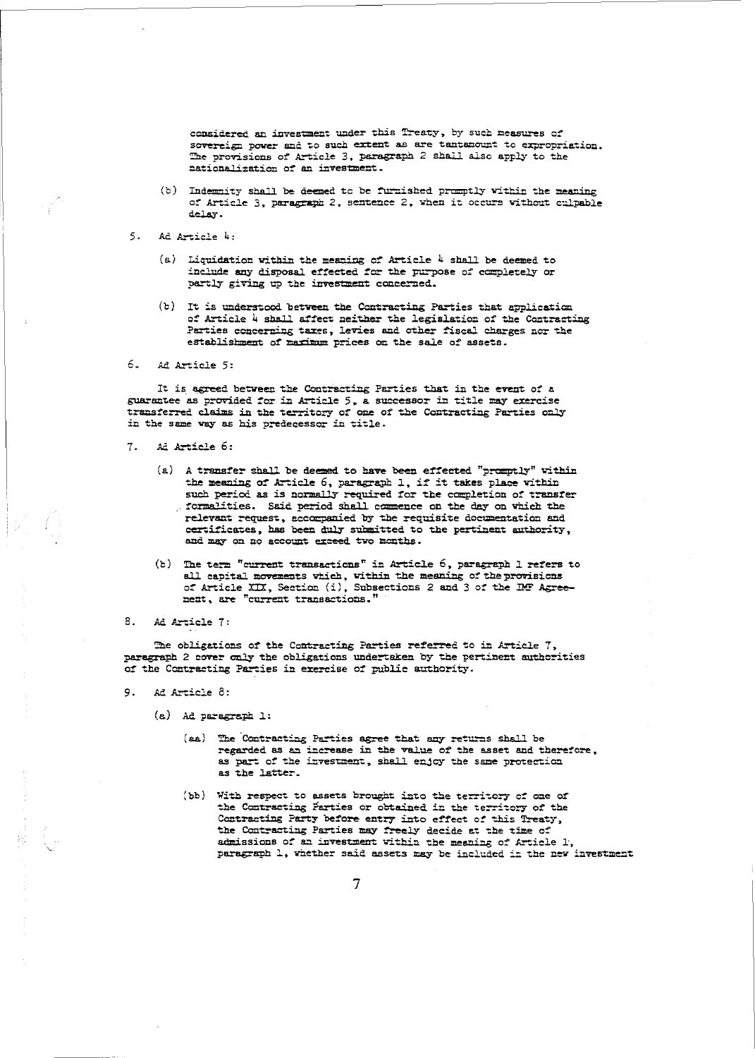considered an investment under this Treaty, by such measures of sovereign power and to such extent as are tantamount to expropriation. The provisions of Article 3, paragraph 2 shall also apply to the nationalization of an investment.

(b) Indemnity shall be deemed to be furnished promptly within the meaning of Article 3, paragraph 2, sentence 2, when it occurs without culpable delay.

5. Ad Article 4:

(a) Liquidation within the meaning of Article 4 shall be deemed to include any disposal effected for the purpose of completely or partly giving up the investment concerned.

(b) It is understood between the Contracting Parties that application of Article 4 shall affect neither the legislation of the Contracting Parties concerning taxes, levies and other fiscal charges nor the establishment of maximum prices on the sale of assets.

6. Ad Article 5:

It is agreed between the Contracting Parties that in the event of a guarantee as provided for in Article 5, a successor in title may exercise transferred claims in the territory of one of the Contracting Parties only in the same way as his predecessor in title.

7. Ad Article 6:

(a) A transfer shall be deemed to have been effected "promptly" within the meaning of Article 6, paragraph 1, if it takes place within such period as is normally required for the completion of transfer formalities. Said period shall commence on the day on which the relevant request, accompanied by the requisite documentation and certificates, has been duly submitted to the pertinent authority, and may on no account exceed two months.

(b) The term "current transactions" in Article 6, paragraph 1 refers to all capital movements which, within the meaning of the provisions of Article XIX, Section (i), Subsections 2 and 3 of the IMF Agreement, are "current transactions."

8. Ad Article 7:

The obligations of the Contracting Parties referred to in Article 7, paragraph 2 cover only the obligations undertaken by the pertinent authorities of the Contracting Parties in exercise of public authority.

9. Ad Article 8:

(a) Ad paragraph 1:

(aa) The Contracting Parties agree that any returns shall be regarded as an increase in the value of the asset and therefore, as part of the investment, shall enjoy the same protection as the latter.

(bb) With respect to assets brought into the territory of one of the Contracting Parties or obtained in the territory of the Contracting Party before entry into effect of this Treaty, the Contracting Parties may freely decide at the time of admissions of an investment within the meaning of Article 1, paragraph 1, whether said assets may be included in the new investment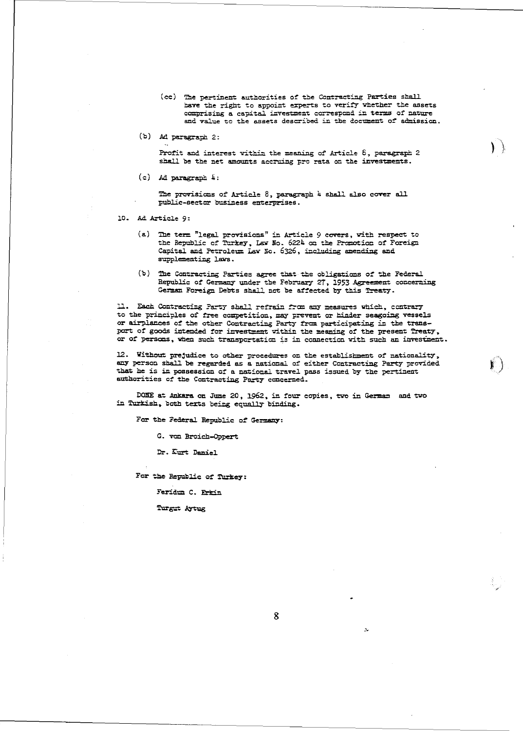(cc) The pertinent authorities of the Contracting Parties shall have the right to appoint experts to verify whether the assets comprising a capital investment correspond in terms of nature and value to the assets described in the document of admission.

(b) Ad paragraph 2:

Profit and interest within the meaning of Article 8, paragraph 2 shall be the net amounts accruing pro rata on the investments.

(c) Ad paragraph 4:

The provisions of Article 8, paragraph 4 shall also cover all public-sector business enterprises.

10. Ad Article 9:

(a) The term "legal provisions" in Article 9 covers, with respect to the Republic of Turkey, Law No. 6224 on the Promotion of Foreign Capital and Petroleum Law No. 6326, including amending and supplementing laws.

(b) The Contracting Parties agree that the obligations of the Federal Republic of Germany under the February 27, 1953 Agreement concerning German Foreign Debts shall not be affected by this Treaty.

11. Each Contracting Party shall refrain from any measures which, contrary to the principles of free competition, may prevent or hinder seagoing vessels or airplances of the other Contracting Party from participating in the transport of goods intended for investment within the meaning of the present Treaty, or of persons, when such transportation is in connection with such an investment.

12. Without prejudice to other procedures on the establishment of nationality, any person shall be regarded as a national of either Contracting Party provided that he is in possession of a national travel pass issued by the pertinent authorities of the Contracting Party concerned.

DONE at Ankara on June 20, 1962, in four copies, two in German and two in Turkish, both texts being equally binding.

For the Federal Republic of Germany:

G. von Broich-Oppert

Dr. Kurt Daniel

For the Republic of Turkey:

Feridun C. Erkin

Turgut Aytug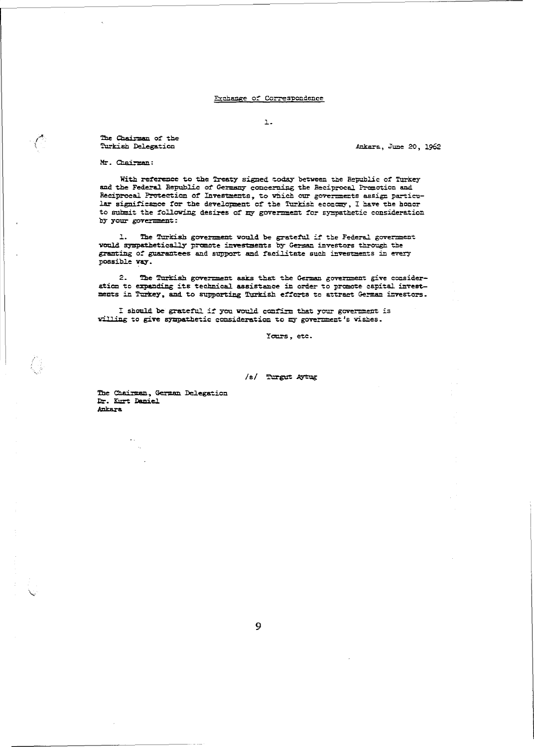Exchange of Correspondence

1.

The Chairman of the
Turkish Delegation

Ankara, June 20, 1962

Mr. Chairman:

With reference to the Treaty signed today between the Republic of Turkey and the Federal Republic of Germany concerning the Reciprocal Promotion and Reciprocal Protection of Investments, to which our governments assign particular significance for the development of the Turkish economy, I have the honor to submit the following desires of my government for sympathetic consideration by your government:

1. The Turkish government would be grateful if the Federal government would sympathetically promote investments by German investors through the granting of guarantees and support and facilitate such investments in every possible way.

2. The Turkish government asks that the German government give consideration to expanding its technical assistance in order to promote capital investments in Turkey, and to supporting Turkish efforts to attract German investors.

I should be grateful if you would confirm that your government is willing to give sympathetic consideration to my government's wishes.

Yours, etc.

/s/ Turgut Aytug

The Chairman, German Delegation
Dr. Kurt Daniel
Ankara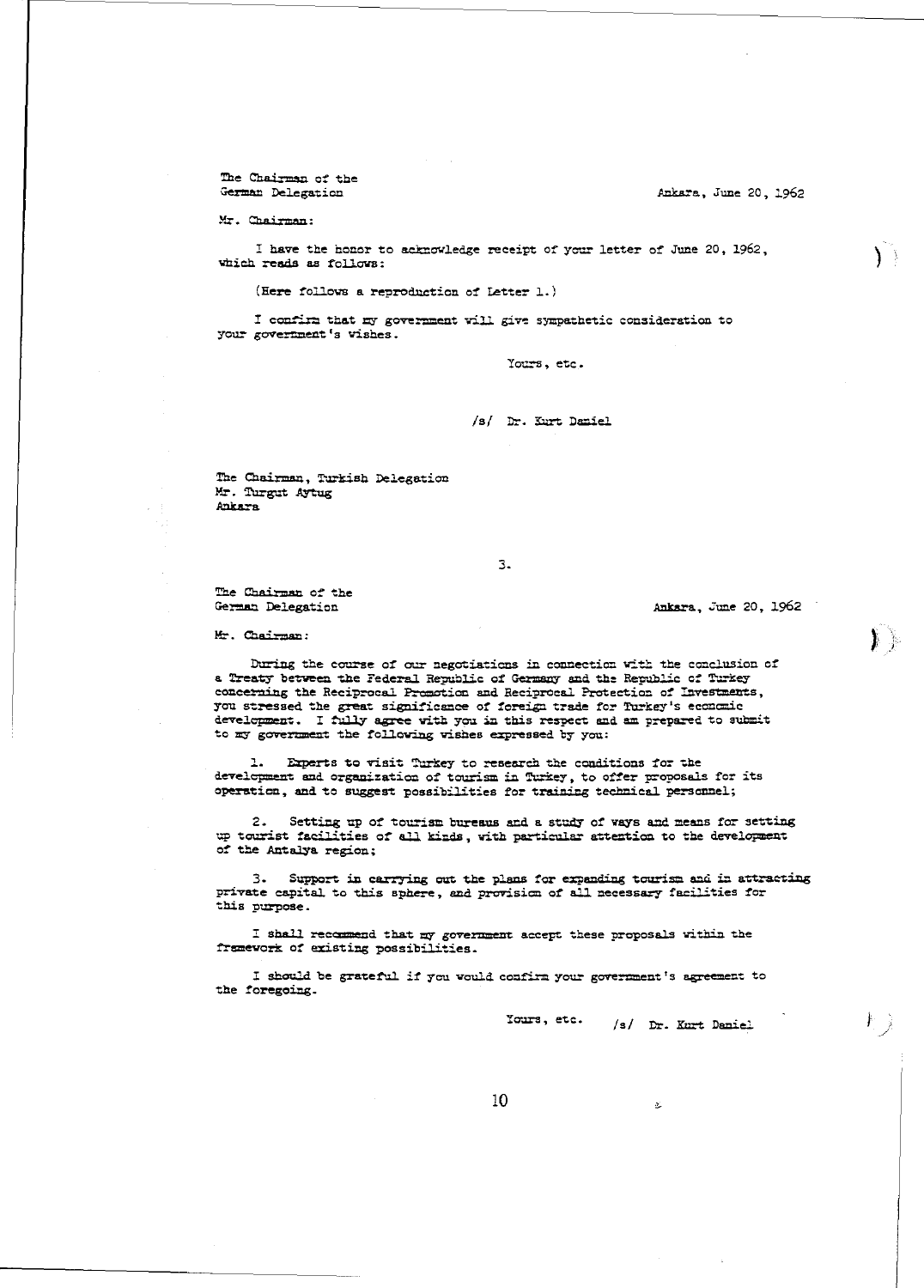The Chairman of the
German Delegation

Ankara, June 20, 1962

Mr. Chairman:

I have the honor to acknowledge receipt of your letter of June 20, 1962, which reads as follows:

(Here follows a reproduction of Letter 1.)

I confirm that my government will give sympathetic consideration to your government's wishes.

Yours, etc.

/s/ Dr. Kurt Daniel

The Chairman, Turkish Delegation
Mr. Turgut Aytug
Ankara

3.

The Chairman of the
German Delegation

Ankara, June 20, 1962

Mr. Chairman:

During the course of our negotiations in connection with the conclusion of a Treaty between the Federal Republic of Germany and the Republic of Turkey concerning the Reciprocal Promotion and Reciprocal Protection of Investments, you stressed the great significance of foreign trade for Turkey's economic development. I fully agree with you in this respect and am prepared to submit to my government the following wishes expressed by you:

1. Experts to visit Turkey to research the conditions for the development and organization of tourism in Turkey, to offer proposals for its operation, and to suggest possibilities for training technical personnel;

2. Setting up of tourism bureaus and a study of ways and means for setting up tourist facilities of all kinds, with particular attention to the development of the Antalya region;

3. Support in carrying out the plans for expanding tourism and in attracting private capital to this sphere, and provision of all necessary facilities for this purpose.

I shall recommend that my government accept these proposals within the framework of existing possibilities.

I should be grateful if you would confirm your government's agreement to the foregoing.

Yours, etc. /s/ Dr. Kurt Daniel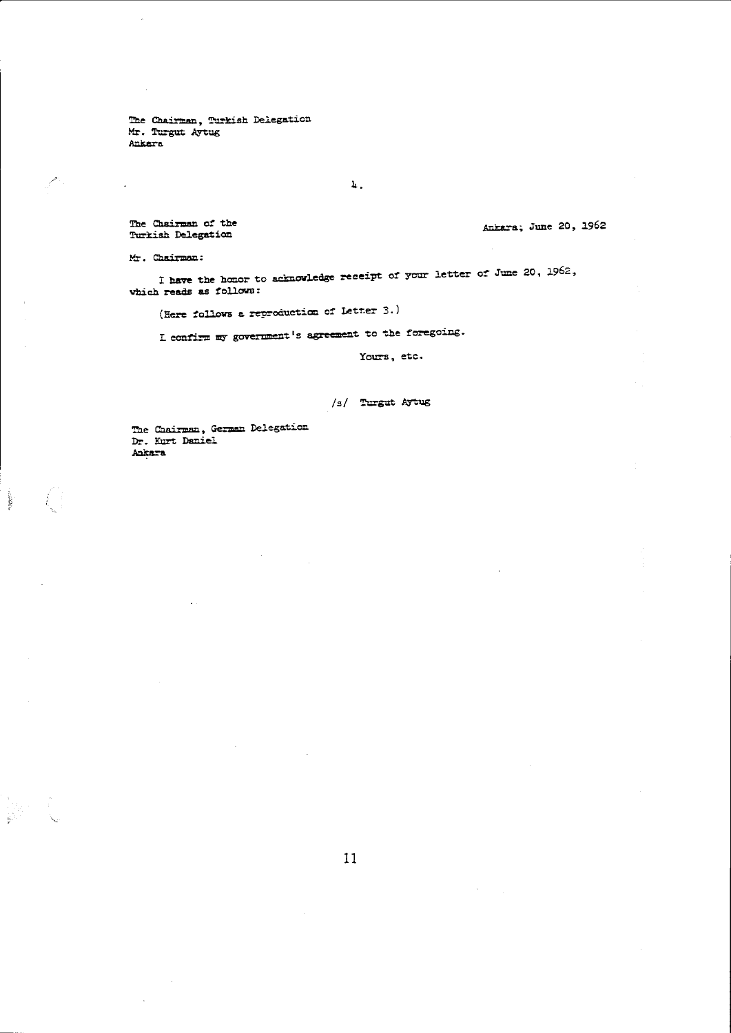The Chairman, Turkish Delegation
Mr. Turgut Aytug
Ankara

4.

The Chairman of the
Turkish Delegation

Ankara, June 20, 1962

Mr. Chairman:

I have the honor to acknowledge receipt of your letter of June 20, 1962, which reads as follows:

(Here follows a reproduction of Letter 3.)

I confirm my government's agreement to the foregoing.

Yours, etc.

/s/ Turgut Aytug

The Chairman, German Delegation
Dr. Kurt Daniel
Ankara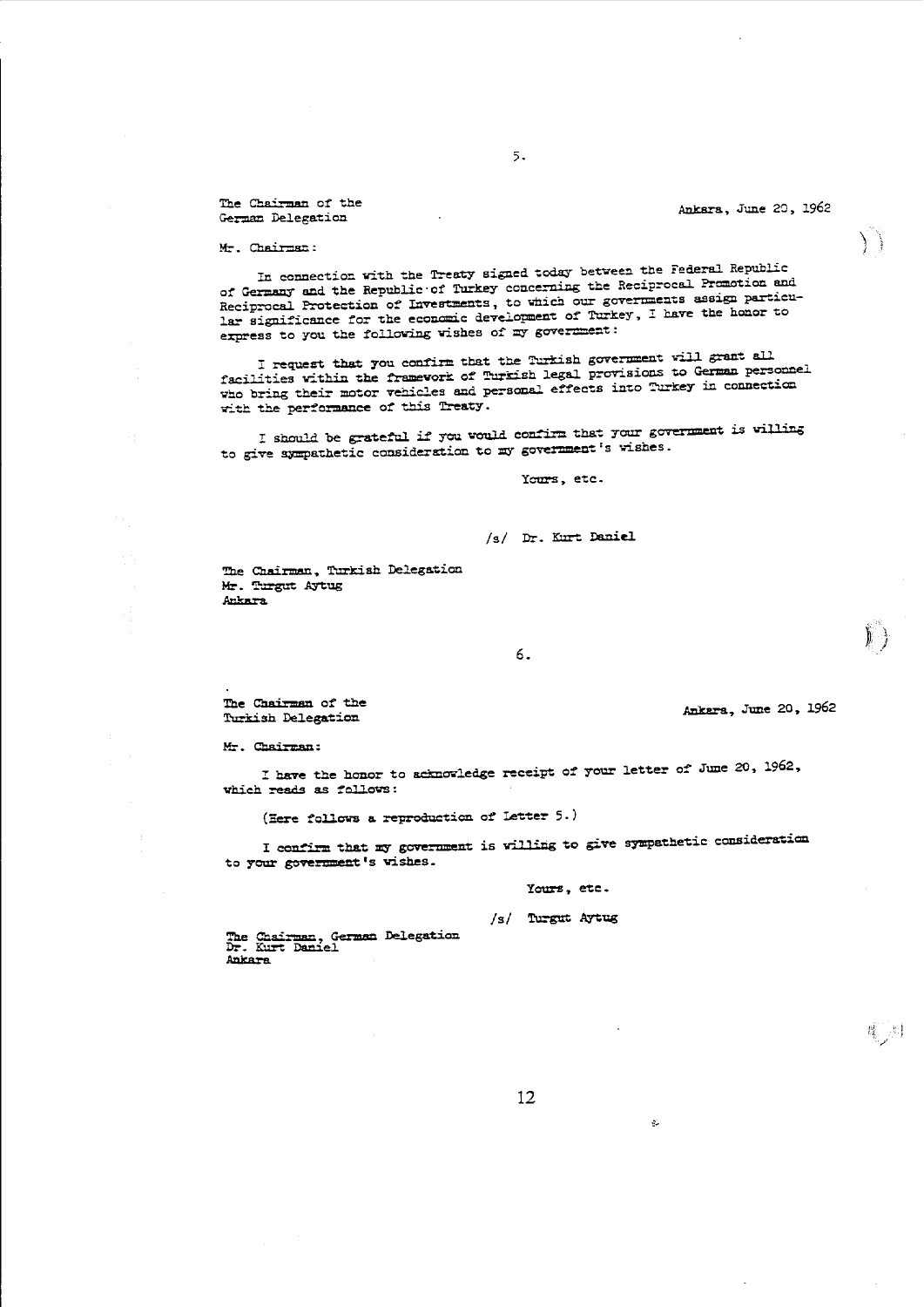5.

The Chairman of the German Delegation

Ankara, June 20, 1962

Mr. Chairman:

In connection with the Treaty signed today between the Federal Republic of Germany and the Republic of Turkey concerning the Reciprocal Promotion and Reciprocal Protection of Investments, to which our governments assign particular significance for the economic development of Turkey, I have the honor to express to you the following wishes of my government:

I request that you confirm that the Turkish government will grant all facilities within the framework of Turkish legal provisions to German personnel who bring their motor vehicles and personal effects into Turkey in connection with the performance of this Treaty.

I should be grateful if you would confirm that your government is willing to give sympathetic consideration to my government's wishes.

Yours, etc.

/s/ Dr. Kurt Daniel

The Chairman, Turkish Delegation
Mr. Turgut Aytug
Ankara

6.

The Chairman of the Turkish Delegation

Ankara, June 20, 1962

Mr. Chairman:

I have the honor to acknowledge receipt of your letter of June 20, 1962, which reads as follows:

(Here follows a reproduction of Letter 5.)

I confirm that my government is willing to give sympathetic consideration to your government's wishes.

Yours, etc.

/s/ Turgut Aytug

The Chairman, German Delegation
Dr. Kurt Daniel
Ankara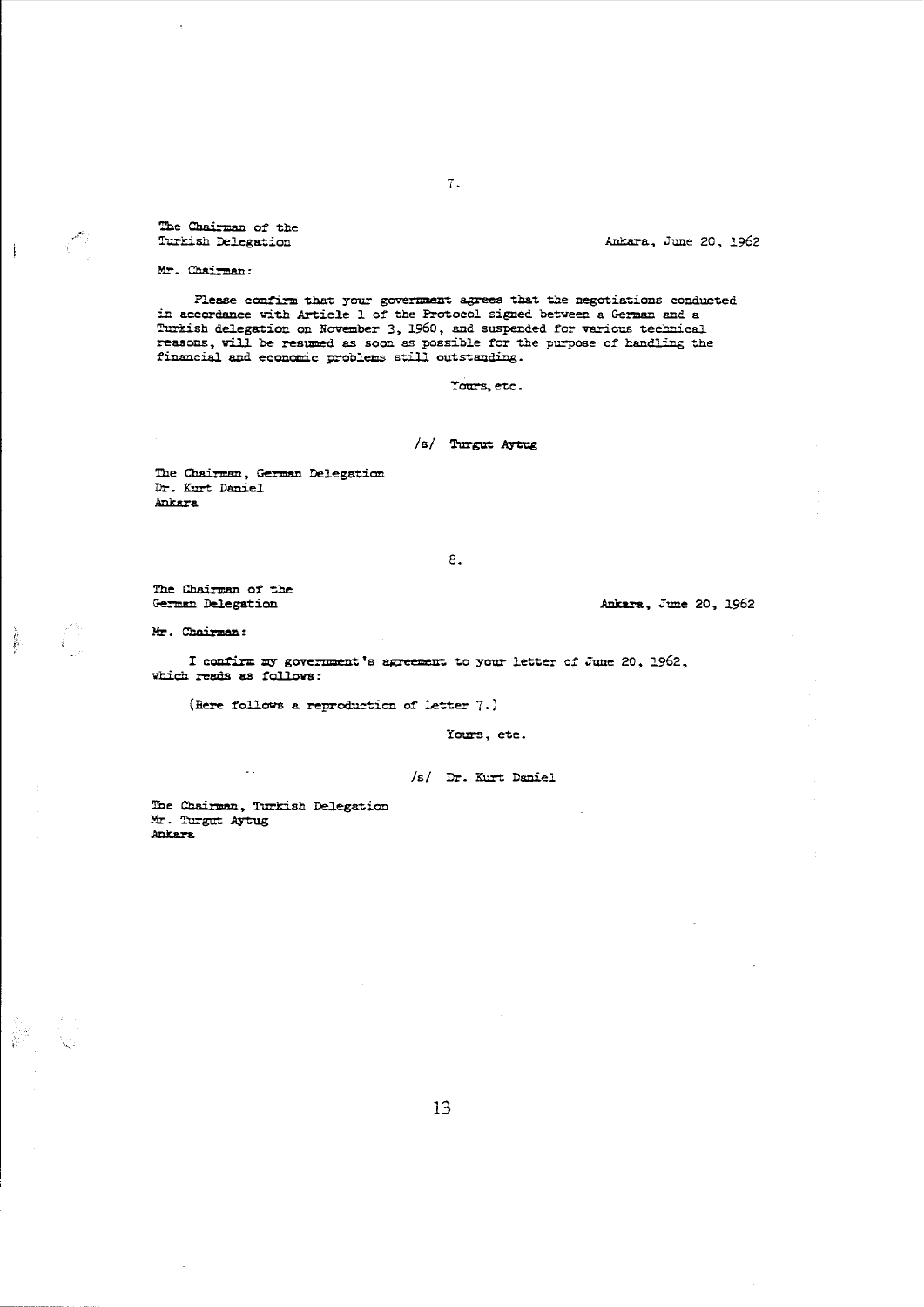7.

The Chairman of the
Turkish Delegation

Ankara, June 20, 1962

Mr. Chairman:

Please confirm that your government agrees that the negotiations conducted in accordance with Article 1 of the Protocol signed between a German and a Turkish delegation on November 3, 1960, and suspended for various technical reasons, will be resumed as soon as possible for the purpose of handling the financial and economic problems still outstanding.

Yours, etc.

/s/ Turgut Aytug

The Chairman, German Delegation
Dr. Kurt Daniel
Ankara

8.

The Chairman of the
German Delegation

Ankara, June 20, 1962

Mr. Chairman:

I confirm my government's agreement to your letter of June 20, 1962, which reads as follows:

(Here follows a reproduction of Letter 7.)

Yours, etc.

/s/ Dr. Kurt Daniel

The Chairman, Turkish Delegation
Mr. Turgut Aytug
Ankara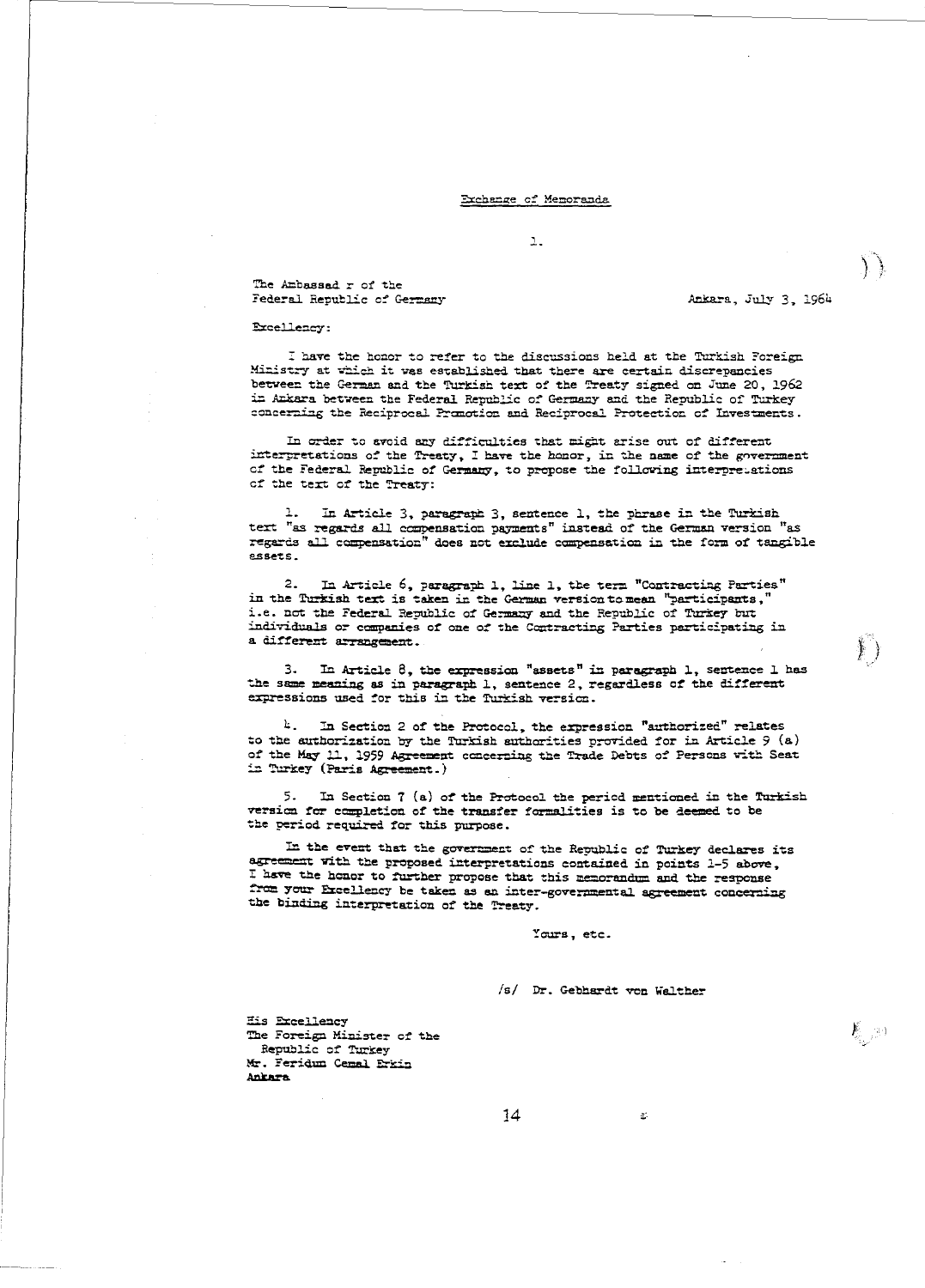Exchange of Memoranda

1.

The Ambassad r of the
Federal Republic of Germany

Ankara, July 3, 1964

Excellency:

I have the honor to refer to the discussions held at the Turkish Foreign Ministry at which it was established that there are certain discrepancies between the German and the Turkish text of the Treaty signed on June 20, 1962 in Ankara between the Federal Republic of Germany and the Republic of Turkey concerning the Reciprocal Promotion and Reciprocal Protection of Investments.

In order to avoid any difficulties that might arise out of different interpretations of the Treaty, I have the honor, in the name of the government of the Federal Republic of Germany, to propose the following interpretations of the text of the Treaty:

1. In Article 3, paragraph 3, sentence 1, the phrase in the Turkish text "as regards all compensation payments" instead of the German version "as regards all compensation" does not exclude compensation in the form of tangible assets.

2. In Article 6, paragraph 1, line 1, the term "Contracting Parties" in the Turkish text is taken in the German version to mean "participants," i.e. not the Federal Republic of Germany and the Republic of Turkey but individuals or companies of one of the Contracting Parties participating in a different arrangement.

3. In Article 8, the expression "assets" in paragraph 1, sentence 1 has the same meaning as in paragraph 1, sentence 2, regardless of the different expressions used for this in the Turkish version.

4. In Section 2 of the Protocol, the expression "authorized" relates to the authorization by the Turkish authorities provided for in Article 9 (a) of the May 11, 1959 Agreement concerning the Trade Debts of Persons with Seat in Turkey (Paris Agreement.)

5. In Section 7 (a) of the Protocol the period mentioned in the Turkish version for completion of the transfer formalities is to be deemed to be the period required for this purpose.

In the event that the government of the Republic of Turkey declares its agreement with the proposed interpretations contained in points 1-5 above, I have the honor to further propose that this memorandum and the response from your Excellency be taken as an inter-governmental agreement concerning the binding interpretation of the Treaty.

Yours, etc.

/s/ Dr. Gebhardt von Walther

His Excellency
The Foreign Minister of the
Republic of Turkey
Mr. Feridun Cemal Erkin
**Ankara**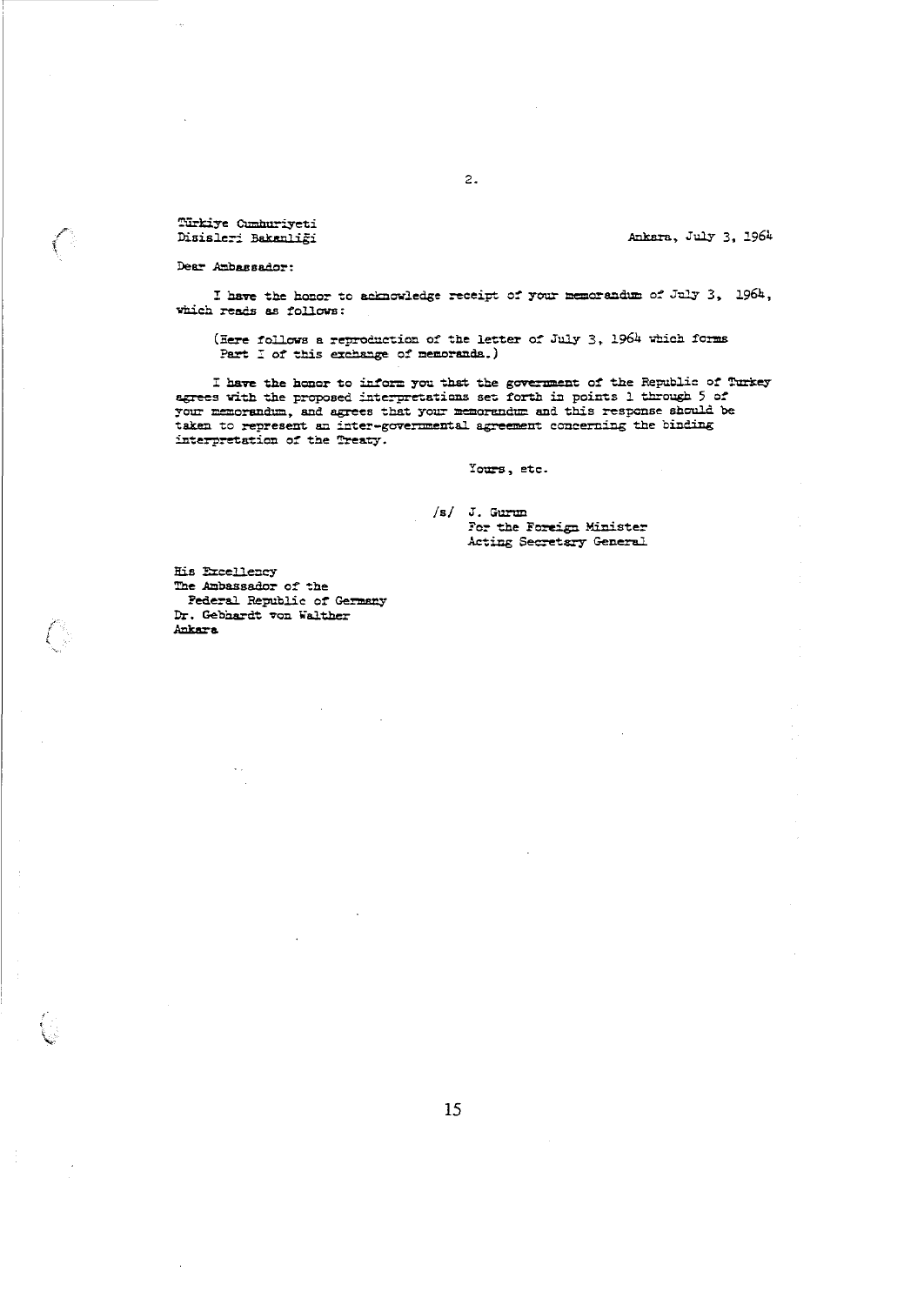2.

Türkiye Cumhuriyeti
Disisleri Bakanliği

Ankara, July 3, 1964

Dear Ambassador:

I have the honor to acknowledge receipt of your memorandum of July 3, 1964, which reads as follows:

(Here follows a reproduction of the letter of July 3, 1964 which forms Part I of this exchange of memoranda.)

I have the honor to inform you that the government of the Republic of Turkey agrees with the proposed interpretations set forth in points 1 through 5 of your memorandum, and agrees that your memorandum and this response should be taken to represent an inter-governmental agreement concerning the binding interpretation of the Treaty.

Yours, etc.

/s/ J. Gurun
For the Foreign Minister
Acting Secretary General

His Excellency
The Ambassador of the
Federal Republic of Germany
Dr. Gebhardt von Walther
Ankara